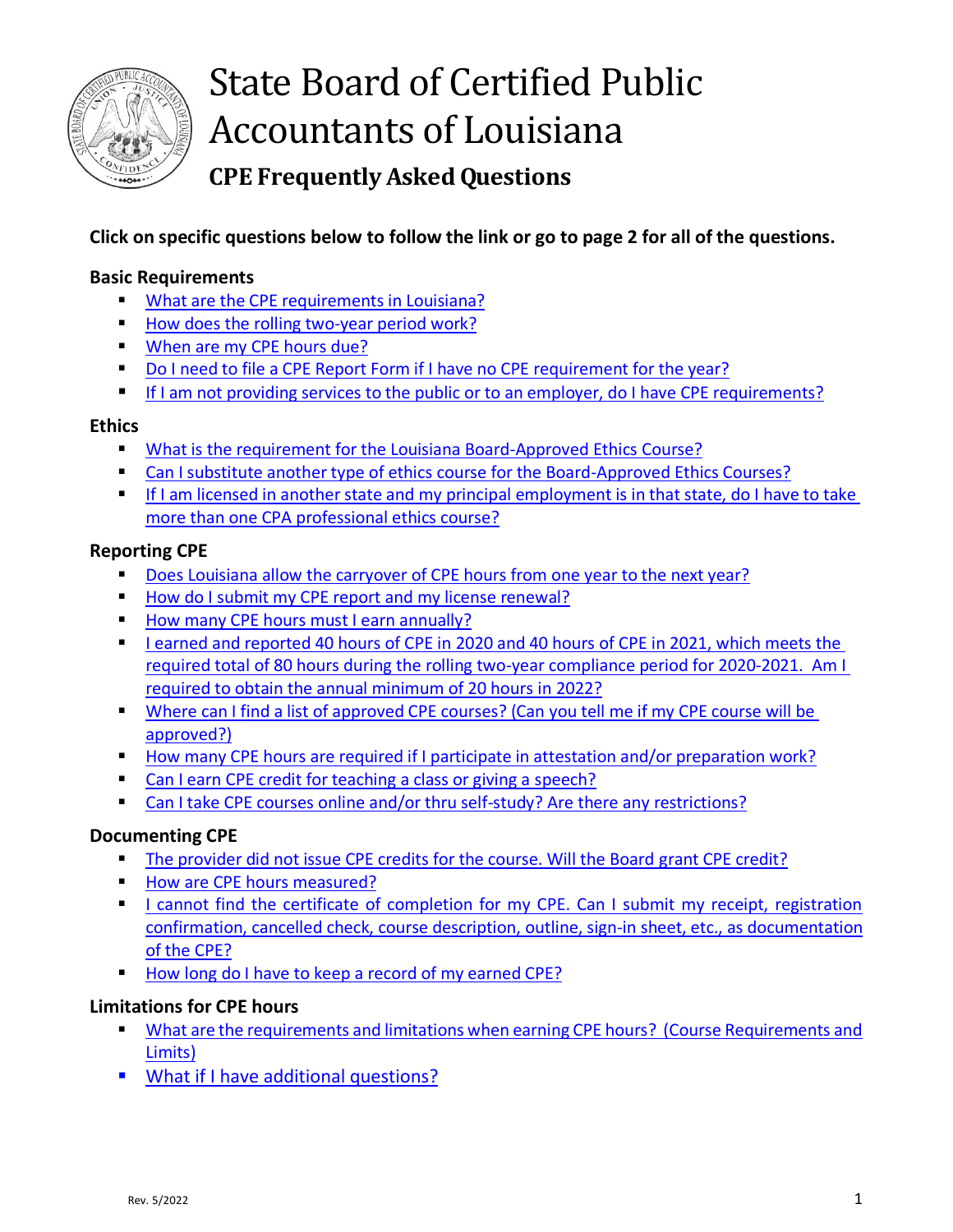# State Board of Certified Public Accountants of Louisiana

## CPE Frequently Asked Questions

**Click on specific questions below to follow the link or go to page 2 for all of the questions.**

### Basic Requirements

- What are the CPE requirements in Louisiana?
- How does the rolling two-year period work?
- When are my CPE hours due?
- Do I need to file a CPE Report Form if I have no CPE requirement for the year?
- If I am not providing services to the public or to an employer, do I have CPE requirements?

### Ethics

- What is the requirement for the Louisiana Board-Approved Ethics Course?
- Can I substitute another type of ethics course for the Board-Approved Ethics Courses?
- If I am licensed in another state and my principal employment is in that state, do I have to take more than one CPA professional ethics course?

### Reporting CPE

- Does Louisiana allow the carryover of CPE hours from one year to the next year?
- How do I submit my CPE report and my license renewal?
- How many CPE hours must I earn annually?
- I earned and reported 40 hours of CPE in 2020 and 40 hours of CPE in 2021, which meets the required total of 80 hours during the rolling two-year compliance period for 2020-2021. Am I required to obtain the annual minimum of 20 hours in 2022?
- Where can I find a list of approved CPE courses? (Can you tell me if my CPE course will be approved?)
- How many CPE hours are required if I participate in attestation and/or preparation work?
- Can I earn CPE credit for teaching a class or giving a speech?
- Can I take CPE courses online and/or thru self-study? Are there any restrictions?

### Documenting CPE

- The provider did not issue CPE credits for the course. Will the Board grant CPE credit?
- How are CPE hours measured?
- I cannot find the certificate of completion for my CPE. Can I submit my receipt, registration confirmation, cancelled check, course description, outline, sign-in sheet, etc., as documentation of the CPE?
- How long do I have to keep a record of my earned CPE?

### Limitations for CPE hours

- What are the requirements and limitations when earning CPE hours? (Course Requirements and Limits)
- What if I have additional questions?

Rev. 5/2022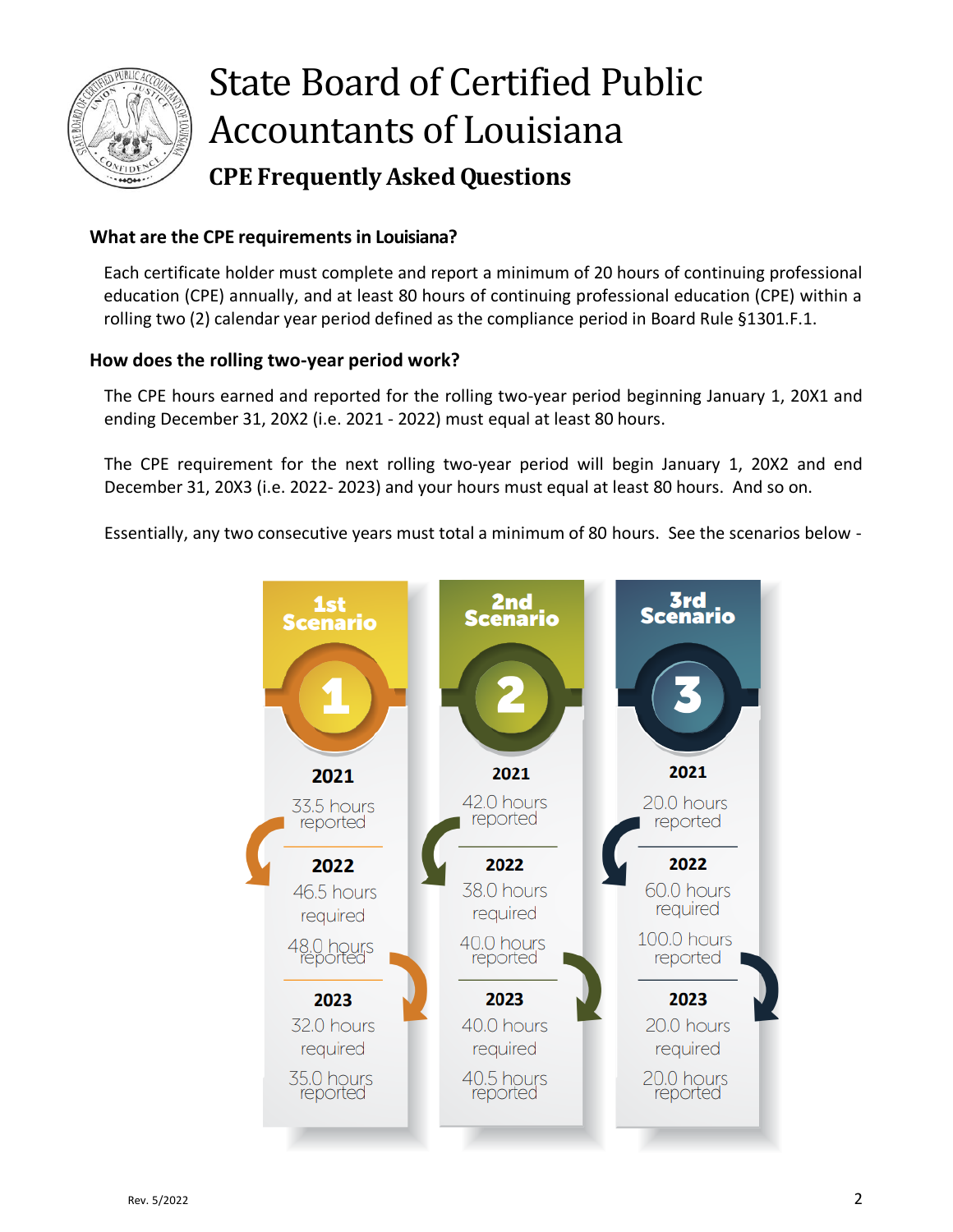# State Board of Certified Public Accountants of Louisiana

## CPE Frequently Asked Questions

### What are the CPE requirements in Louisiana?

Each certificate holder must complete and report a minimum of 20 hours of continuing professional education (CPE) annually, and at least 80 hours of continuing professional education (CPE) within a rolling two (2) calendar year period defined as the compliance period in Board Rule §1301.F.1.

### How does the rolling two-year period work?

The CPE hours earned and reported for the rolling two-year period beginning January 1, 20X1 and ending December 31, 20X2 (i.e. 2021 - 2022) must equal at least 80 hours.

The CPE requirement for the next rolling two-year period will begin January 1, 20X2 and end December 31, 20X3 (i.e. 2022- 2023) and your hours must equal at least 80 hours. And so on.

Essentially, any two consecutive years must total a minimum of 80 hours. See the scenarios below -

| | 1st Scenario | 2nd Scenario | 3rd Scenario |
|---|---|---|---|
| **2021** | 33.5 hours reported | 42.0 hours reported | 20.0 hours reported |
| **2022** | 46.5 hours required<br>48.0 hours reported | 38.0 hours required<br>40.0 hours reported | 60.0 hours required<br>100.0 hours reported |
| **2023** | 32.0 hours required<br>35.0 hours reported | 40.0 hours required<br>40.5 hours reported | 20.0 hours required<br>20.0 hours reported |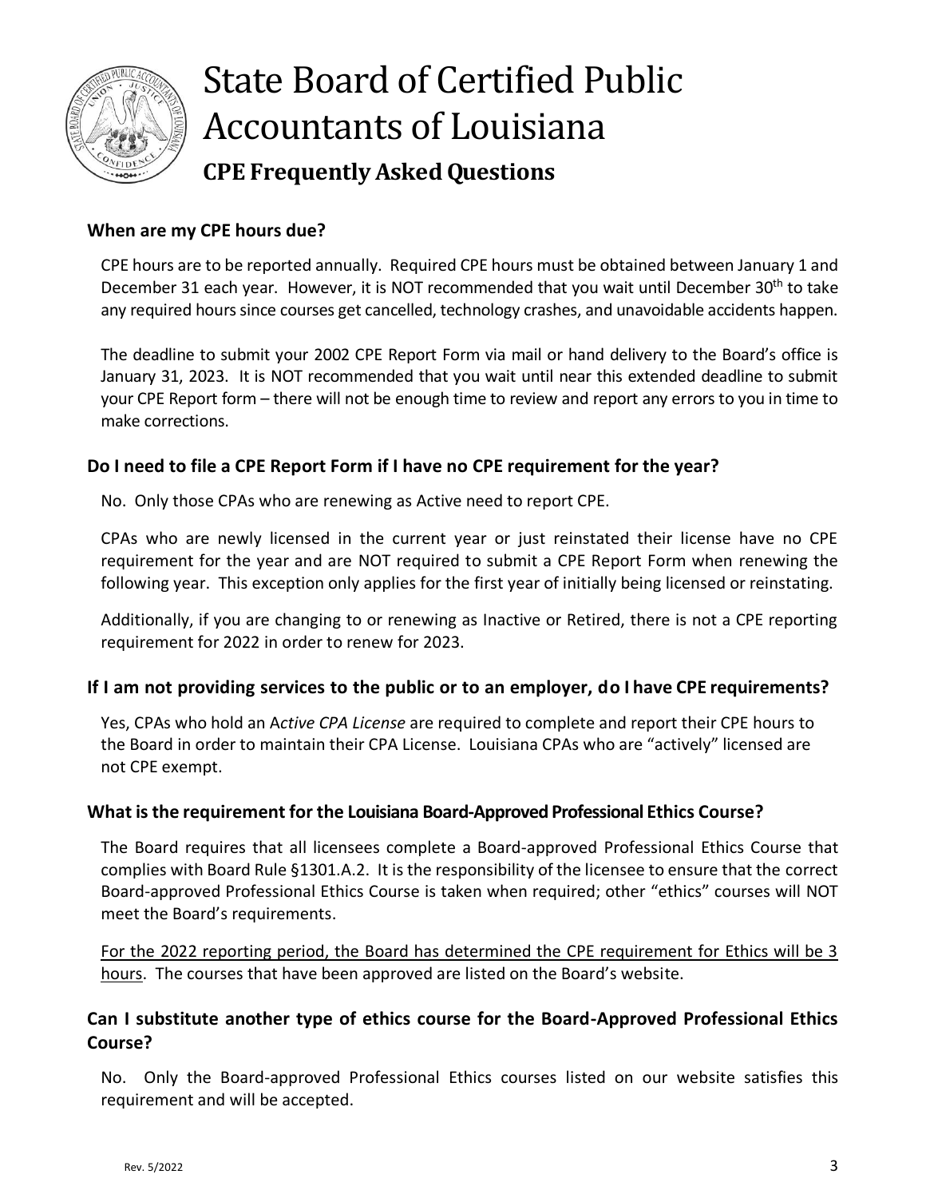# State Board of Certified Public Accountants of Louisiana

## CPE Frequently Asked Questions

### When are my CPE hours due?

CPE hours are to be reported annually. Required CPE hours must be obtained between January 1 and December 31 each year. However, it is NOT recommended that you wait until December 30th to take any required hours since courses get cancelled, technology crashes, and unavoidable accidents happen.

The deadline to submit your 2002 CPE Report Form via mail or hand delivery to the Board's office is January 31, 2023. It is NOT recommended that you wait until near this extended deadline to submit your CPE Report form – there will not be enough time to review and report any errors to you in time to make corrections.

### Do I need to file a CPE Report Form if I have no CPE requirement for the year?

No. Only those CPAs who are renewing as Active need to report CPE.

CPAs who are newly licensed in the current year or just reinstated their license have no CPE requirement for the year and are NOT required to submit a CPE Report Form when renewing the following year. This exception only applies for the first year of initially being licensed or reinstating.

Additionally, if you are changing to or renewing as Inactive or Retired, there is not a CPE reporting requirement for 2022 in order to renew for 2023.

### If I am not providing services to the public or to an employer, do I have CPE requirements?

Yes, CPAs who hold an A*ctive CPA License* are required to complete and report their CPE hours to the Board in order to maintain their CPA License. Louisiana CPAs who are "actively" licensed are not CPE exempt.

### What is the requirement for the Louisiana Board-Approved Professional Ethics Course?

The Board requires that all licensees complete a Board-approved Professional Ethics Course that complies with Board Rule §1301.A.2. It is the responsibility of the licensee to ensure that the correct Board-approved Professional Ethics Course is taken when required; other "ethics" courses will NOT meet the Board's requirements.

<u>For the 2022 reporting period, the Board has determined the CPE requirement for Ethics will be 3 hours</u>. The courses that have been approved are listed on the Board's website.

### Can I substitute another type of ethics course for the Board-Approved Professional Ethics Course?

No. Only the Board-approved Professional Ethics courses listed on our website satisfies this requirement and will be accepted.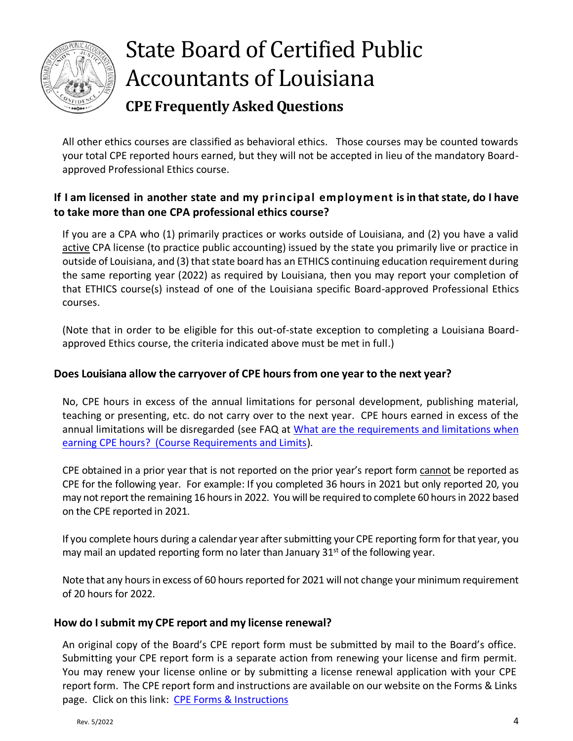All other ethics courses are classified as behavioral ethics. Those courses may be counted towards your total CPE reported hours earned, but they will not be accepted in lieu of the mandatory Board-approved Professional Ethics course.

### If I am licensed in another state and my principal employment is in that state, do I have to take more than one CPA professional ethics course?

If you are a CPA who (1) primarily practices or works outside of Louisiana, and (2) you have a valid active CPA license (to practice public accounting) issued by the state you primarily live or practice in outside of Louisiana, and (3) that state board has an ETHICS continuing education requirement during the same reporting year (2022) as required by Louisiana, then you may report your completion of that ETHICS course(s) instead of one of the Louisiana specific Board-approved Professional Ethics courses.

(Note that in order to be eligible for this out-of-state exception to completing a Louisiana Board-approved Ethics course, the criteria indicated above must be met in full.)

### Does Louisiana allow the carryover of CPE hours from one year to the next year?

No, CPE hours in excess of the annual limitations for personal development, publishing material, teaching or presenting, etc. do not carry over to the next year. CPE hours earned in excess of the annual limitations will be disregarded (see FAQ at What are the requirements and limitations when earning CPE hours? (Course Requirements and Limits)).

CPE obtained in a prior year that is not reported on the prior year's report form cannot be reported as CPE for the following year. For example: If you completed 36 hours in 2021 but only reported 20, you may not report the remaining 16 hours in 2022. You will be required to complete 60 hours in 2022 based on the CPE reported in 2021.

If you complete hours during a calendar year after submitting your CPE reporting form for that year, you may mail an updated reporting form no later than January 31st of the following year.

Note that any hours in excess of 60 hours reported for 2021 will not change your minimum requirement of 20 hours for 2022.

### How do I submit my CPE report and my license renewal?

An original copy of the Board's CPE report form must be submitted by mail to the Board's office. Submitting your CPE report form is a separate action from renewing your license and firm permit. You may renew your license online or by submitting a license renewal application with your CPE report form. The CPE report form and instructions are available on our website on the Forms & Links page. Click on this link: CPE Forms & Instructions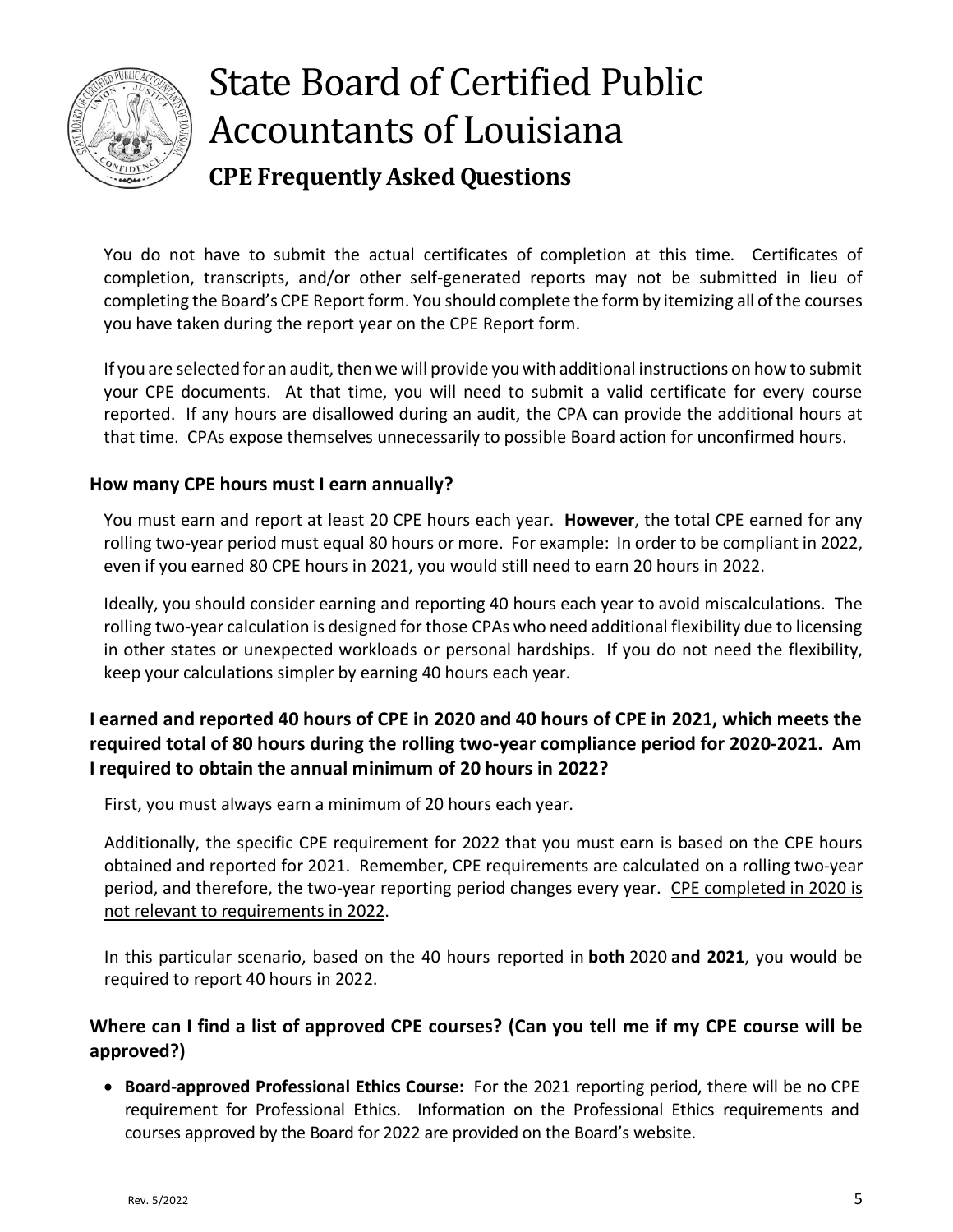You do not have to submit the actual certificates of completion at this time. Certificates of completion, transcripts, and/or other self-generated reports may not be submitted in lieu of completing the Board's CPE Report form. You should complete the form by itemizing all of the courses you have taken during the report year on the CPE Report form.

If you are selected for an audit, then we will provide you with additional instructions on how to submit your CPE documents. At that time, you will need to submit a valid certificate for every course reported. If any hours are disallowed during an audit, the CPA can provide the additional hours at that time. CPAs expose themselves unnecessarily to possible Board action for unconfirmed hours.

### How many CPE hours must I earn annually?

You must earn and report at least 20 CPE hours each year. **However**, the total CPE earned for any rolling two-year period must equal 80 hours or more. For example: In order to be compliant in 2022, even if you earned 80 CPE hours in 2021, you would still need to earn 20 hours in 2022.

Ideally, you should consider earning and reporting 40 hours each year to avoid miscalculations. The rolling two-year calculation is designed for those CPAs who need additional flexibility due to licensing in other states or unexpected workloads or personal hardships. If you do not need the flexibility, keep your calculations simpler by earning 40 hours each year.

### I earned and reported 40 hours of CPE in 2020 and 40 hours of CPE in 2021, which meets the required total of 80 hours during the rolling two-year compliance period for 2020-2021. Am I required to obtain the annual minimum of 20 hours in 2022?

First, you must always earn a minimum of 20 hours each year.

Additionally, the specific CPE requirement for 2022 that you must earn is based on the CPE hours obtained and reported for 2021. Remember, CPE requirements are calculated on a rolling two-year period, and therefore, the two-year reporting period changes every year. <u>CPE completed in 2020 is not relevant to requirements in 2022</u>.

In this particular scenario, based on the 40 hours reported in **both** 2020 **and 2021**, you would be required to report 40 hours in 2022.

### Where can I find a list of approved CPE courses? (Can you tell me if my CPE course will be approved?)

- **Board-approved Professional Ethics Course:** For the 2021 reporting period, there will be no CPE requirement for Professional Ethics. Information on the Professional Ethics requirements and courses approved by the Board for 2022 are provided on the Board's website.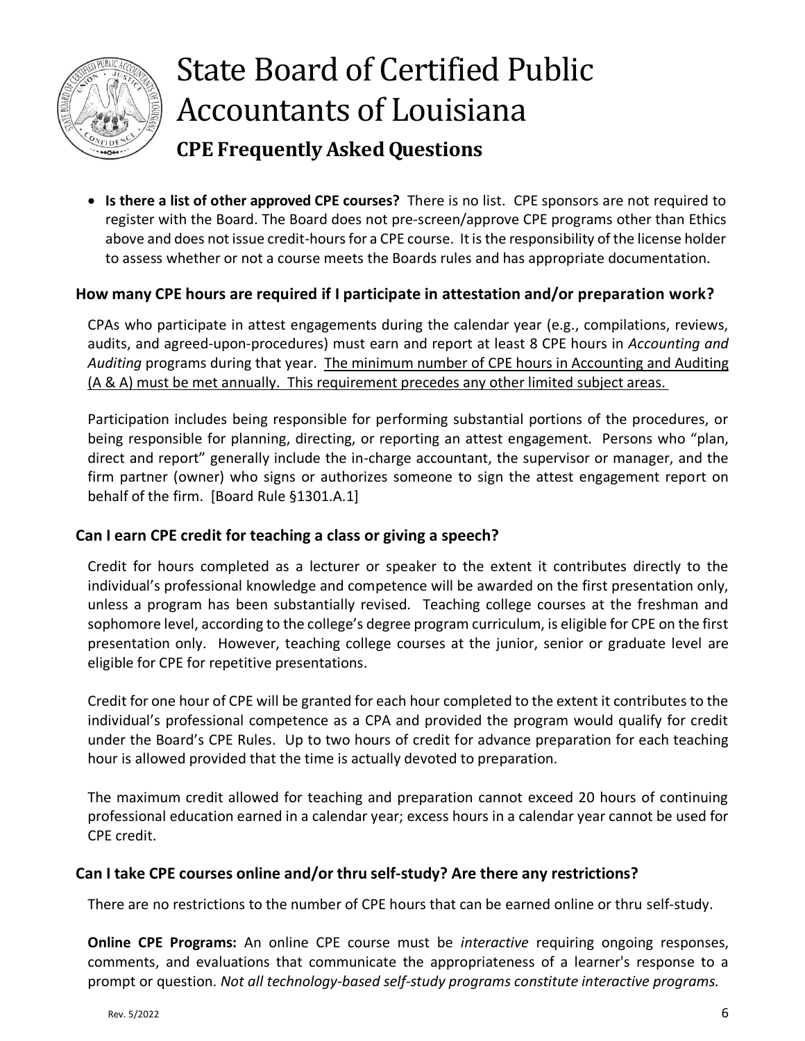- **Is there a list of other approved CPE courses?** There is no list. CPE sponsors are not required to register with the Board. The Board does not pre-screen/approve CPE programs other than Ethics above and does not issue credit-hours for a CPE course. It is the responsibility of the license holder to assess whether or not a course meets the Boards rules and has appropriate documentation.

### How many CPE hours are required if I participate in attestation and/or preparation work?

CPAs who participate in attest engagements during the calendar year (e.g., compilations, reviews, audits, and agreed-upon-procedures) must earn and report at least 8 CPE hours in *Accounting and Auditing* programs during that year. <u>The minimum number of CPE hours in Accounting and Auditing (A & A) must be met annually. This requirement precedes any other limited subject areas.</u>

Participation includes being responsible for performing substantial portions of the procedures, or being responsible for planning, directing, or reporting an attest engagement. Persons who "plan, direct and report" generally include the in-charge accountant, the supervisor or manager, and the firm partner (owner) who signs or authorizes someone to sign the attest engagement report on behalf of the firm. [Board Rule §1301.A.1]

### Can I earn CPE credit for teaching a class or giving a speech?

Credit for hours completed as a lecturer or speaker to the extent it contributes directly to the individual's professional knowledge and competence will be awarded on the first presentation only, unless a program has been substantially revised. Teaching college courses at the freshman and sophomore level, according to the college's degree program curriculum, is eligible for CPE on the first presentation only. However, teaching college courses at the junior, senior or graduate level are eligible for CPE for repetitive presentations.

Credit for one hour of CPE will be granted for each hour completed to the extent it contributes to the individual's professional competence as a CPA and provided the program would qualify for credit under the Board's CPE Rules. Up to two hours of credit for advance preparation for each teaching hour is allowed provided that the time is actually devoted to preparation.

The maximum credit allowed for teaching and preparation cannot exceed 20 hours of continuing professional education earned in a calendar year; excess hours in a calendar year cannot be used for CPE credit.

### Can I take CPE courses online and/or thru self-study? Are there any restrictions?

There are no restrictions to the number of CPE hours that can be earned online or thru self-study.

**Online CPE Programs:** An online CPE course must be *interactive* requiring ongoing responses, comments, and evaluations that communicate the appropriateness of a learner's response to a prompt or question. *Not all technology-based self-study programs constitute interactive programs.*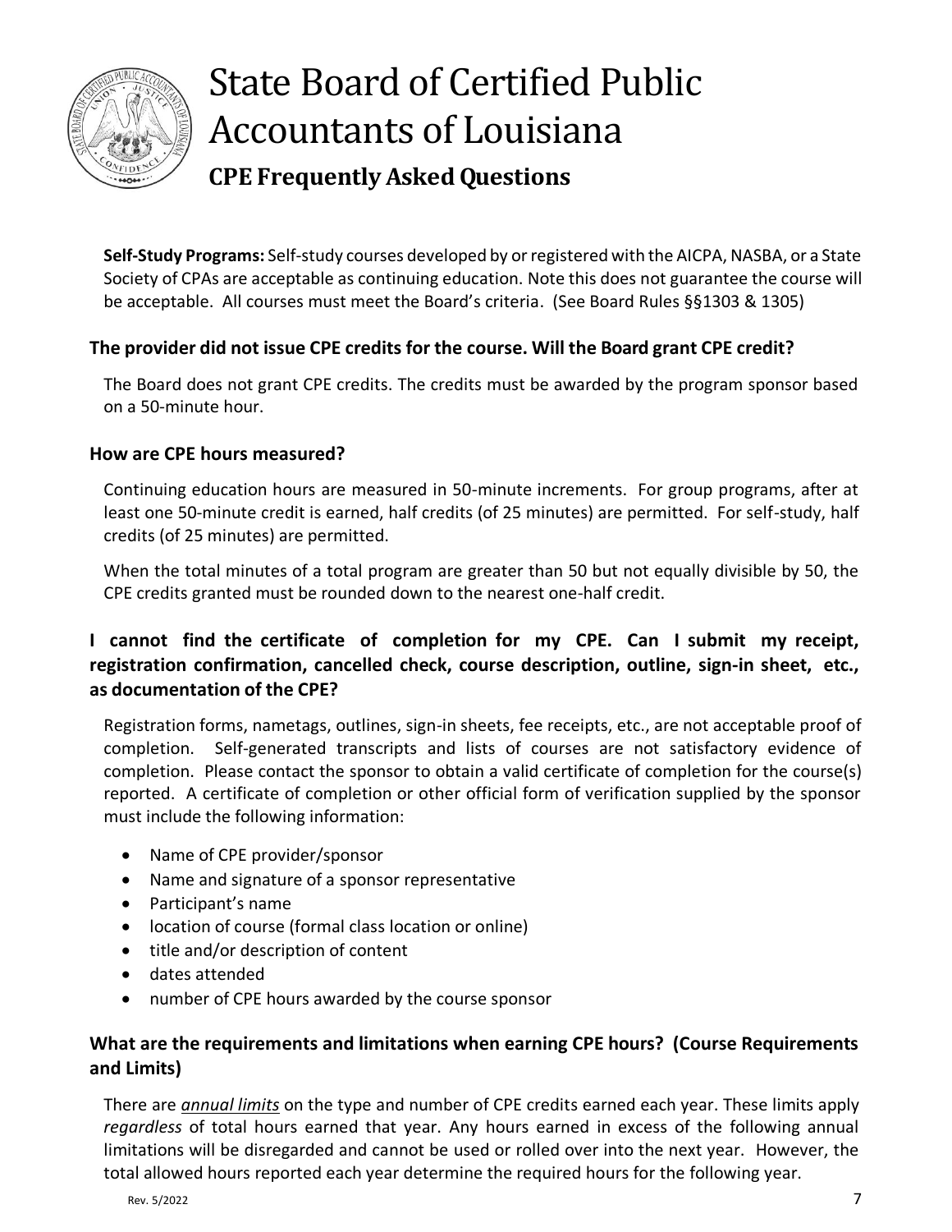**Self-Study Programs:** Self-study courses developed by or registered with the AICPA, NASBA, or a State Society of CPAs are acceptable as continuing education. Note this does not guarantee the course will be acceptable. All courses must meet the Board's criteria. (See Board Rules §§1303 & 1305)

### The provider did not issue CPE credits for the course. Will the Board grant CPE credit?

The Board does not grant CPE credits. The credits must be awarded by the program sponsor based on a 50-minute hour.

### How are CPE hours measured?

Continuing education hours are measured in 50-minute increments. For group programs, after at least one 50-minute credit is earned, half credits (of 25 minutes) are permitted. For self-study, half credits (of 25 minutes) are permitted.

When the total minutes of a total program are greater than 50 but not equally divisible by 50, the CPE credits granted must be rounded down to the nearest one-half credit.

### I cannot find the certificate of completion for my CPE. Can I submit my receipt, registration confirmation, cancelled check, course description, outline, sign-in sheet, etc., as documentation of the CPE?

Registration forms, nametags, outlines, sign-in sheets, fee receipts, etc., are not acceptable proof of completion. Self-generated transcripts and lists of courses are not satisfactory evidence of completion. Please contact the sponsor to obtain a valid certificate of completion for the course(s) reported. A certificate of completion or other official form of verification supplied by the sponsor must include the following information:

- Name of CPE provider/sponsor
- Name and signature of a sponsor representative
- Participant's name
- location of course (formal class location or online)
- title and/or description of content
- dates attended
- number of CPE hours awarded by the course sponsor

### What are the requirements and limitations when earning CPE hours? (Course Requirements and Limits)

There are ***annual limits*** on the type and number of CPE credits earned each year. These limits apply *regardless* of total hours earned that year. Any hours earned in excess of the following annual limitations will be disregarded and cannot be used or rolled over into the next year. However, the total allowed hours reported each year determine the required hours for the following year.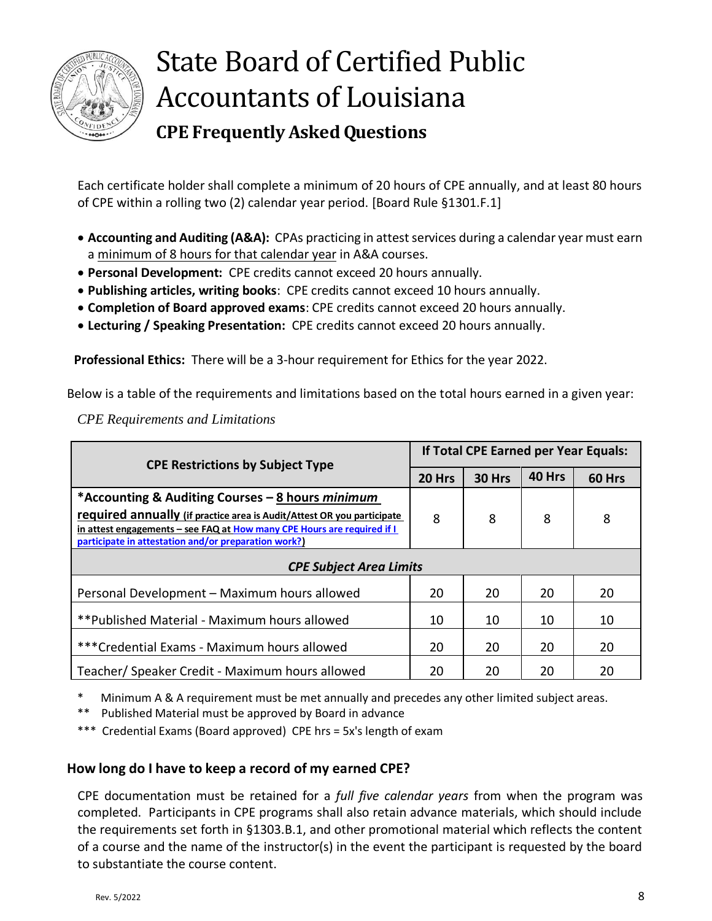# State Board of Certified Public Accountants of Louisiana

## CPE Frequently Asked Questions

Each certificate holder shall complete a minimum of 20 hours of CPE annually, and at least 80 hours of CPE within a rolling two (2) calendar year period. [Board Rule §1301.F.1]

- **Accounting and Auditing (A&A):** CPAs practicing in attest services during a calendar year must earn a minimum of 8 hours for that calendar year in A&A courses.
- **Personal Development:** CPE credits cannot exceed 20 hours annually.
- **Publishing articles, writing books**: CPE credits cannot exceed 10 hours annually.
- **Completion of Board approved exams**: CPE credits cannot exceed 20 hours annually.
- **Lecturing / Speaking Presentation:** CPE credits cannot exceed 20 hours annually.

**Professional Ethics:** There will be a 3-hour requirement for Ethics for the year 2022.

Below is a table of the requirements and limitations based on the total hours earned in a given year:

*CPE Requirements and Limitations*

| CPE Restrictions by Subject Type | If Total CPE Earned per Year Equals: | | | |
|---|---|---|---|---|
| | **20 Hrs** | **30 Hrs** | **40 Hrs** | **60 Hrs** |
| ***Accounting & Auditing Courses – 8 hours *minimum* required annually** (if practice area is Audit/Attest OR you participate in attest engagements – see FAQ at How many CPE Hours are required if I participate in attestation and/or preparation work?) | 8 | 8 | 8 | 8 |
| ***CPE Subject Area Limits*** | | | | |
| Personal Development – Maximum hours allowed | 20 | 20 | 20 | 20 |
| **Published Material - Maximum hours allowed | 10 | 10 | 10 | 10 |
| ***Credential Exams - Maximum hours allowed | 20 | 20 | 20 | 20 |
| Teacher/ Speaker Credit - Maximum hours allowed | 20 | 20 | 20 | 20 |

\* Minimum A & A requirement must be met annually and precedes any other limited subject areas.

\*\* Published Material must be approved by Board in advance

\*\*\* Credential Exams (Board approved) CPE hrs = 5x's length of exam

### How long do I have to keep a record of my earned CPE?

CPE documentation must be retained for a *full five calendar years* from when the program was completed. Participants in CPE programs shall also retain advance materials, which should include the requirements set forth in §1303.B.1, and other promotional material which reflects the content of a course and the name of the instructor(s) in the event the participant is requested by the board to substantiate the course content.

Rev. 5/2022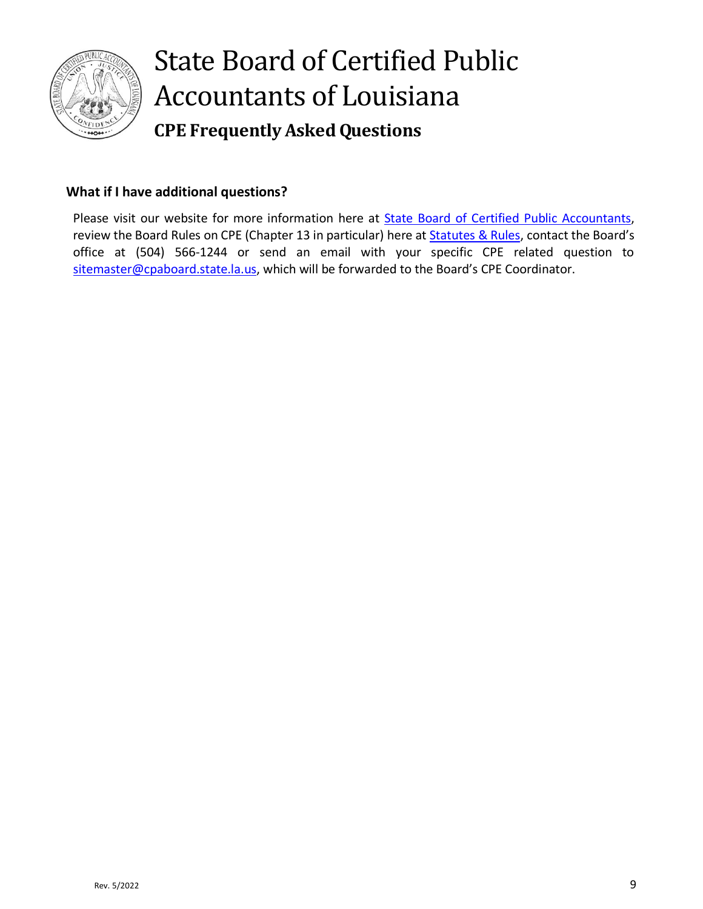### What if I have additional questions?

Please visit our website for more information here at State Board of Certified Public Accountants, review the Board Rules on CPE (Chapter 13 in particular) here at Statutes & Rules, contact the Board's office at (504) 566-1244 or send an email with your specific CPE related question to sitemaster@cpaboard.state.la.us, which will be forwarded to the Board's CPE Coordinator.